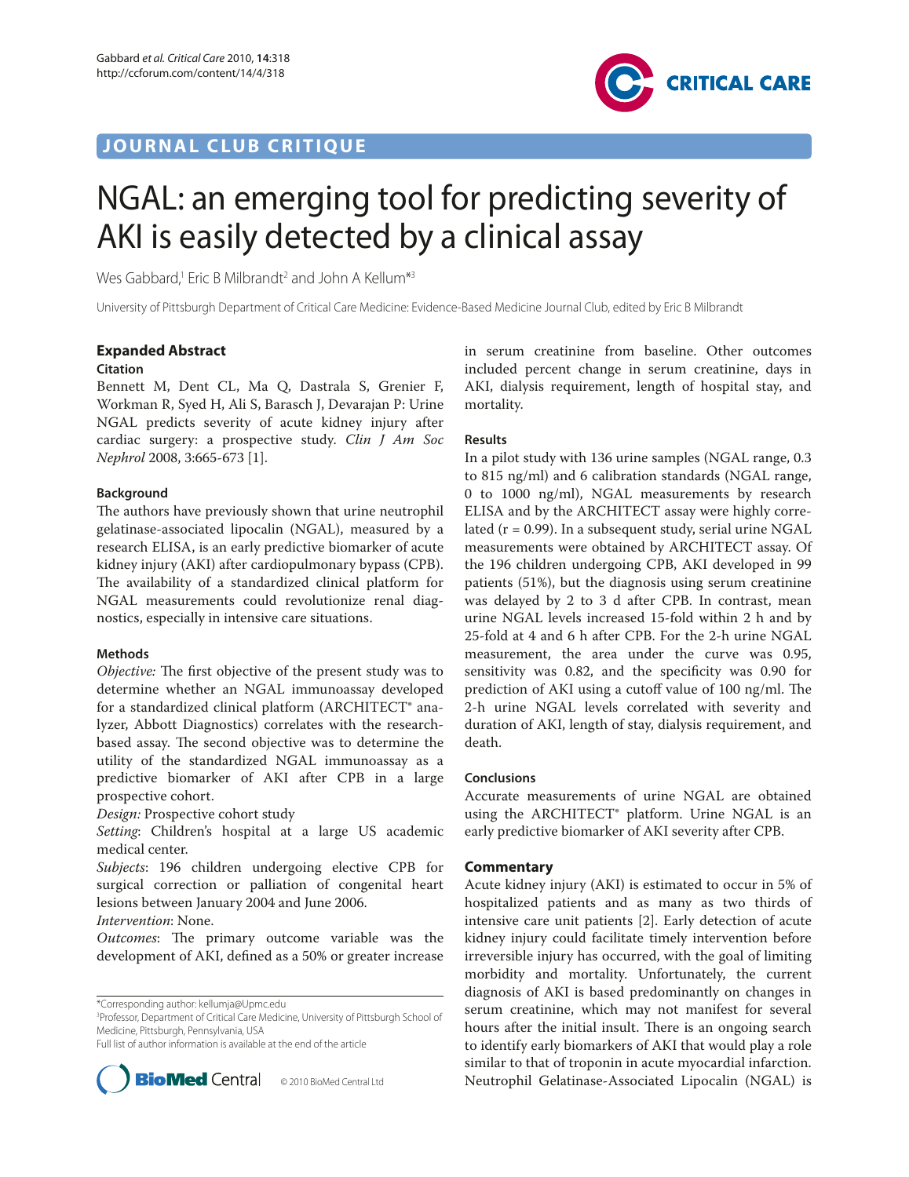JOURNAL CLUB CRITIQUE

# NGAL: an emerging tool for predicting severity of AKI is easily detected by a clinical assay

Wes Gabbard,[1] Eric B Milbrandt[2] and John A Kellum*[3]

University of Pittsburgh Department of Critical Care Medicine: Evidence-Based Medicine Journal Club, edited by Eric B Milbrandt

## Expanded Abstract

### Citation

Bennett M, Dent CL, Ma Q, Dastrala S, Grenier F, Workman R, Syed H, Ali S, Barasch J, Devarajan P: Urine NGAL predicts severity of acute kidney injury after cardiac surgery: a prospective study. *Clin J Am Soc Nephrol* 2008, 3:665-673 [1].

### Background

The authors have previously shown that urine neutrophil gelatinase-associated lipocalin (NGAL), measured by a research ELISA, is an early predictive biomarker of acute kidney injury (AKI) after cardiopulmonary bypass (CPB). The availability of a standardized clinical platform for NGAL measurements could revolutionize renal diagnostics, especially in intensive care situations.

### Methods

*Objective:* The first objective of the present study was to determine whether an NGAL immunoassay developed for a standardized clinical platform (ARCHITECT® analyzer, Abbott Diagnostics) correlates with the research-based assay. The second objective was to determine the utility of the standardized NGAL immunoassay as a predictive biomarker of AKI after CPB in a large prospective cohort.

*Design:* Prospective cohort study

*Setting*: Children's hospital at a large US academic medical center.

*Subjects*: 196 children undergoing elective CPB for surgical correction or palliation of congenital heart lesions between January 2004 and June 2006.

*Intervention*: None.

*Outcomes*: The primary outcome variable was the development of AKI, defined as a 50% or greater increase in serum creatinine from baseline. Other outcomes included percent change in serum creatinine, days in AKI, dialysis requirement, length of hospital stay, and mortality.

### Results

In a pilot study with 136 urine samples (NGAL range, 0.3 to 815 ng/ml) and 6 calibration standards (NGAL range, 0 to 1000 ng/ml), NGAL measurements by research ELISA and by the ARCHITECT assay were highly correlated ($r = 0.99$). In a subsequent study, serial urine NGAL measurements were obtained by ARCHITECT assay. Of the 196 children undergoing CPB, AKI developed in 99 patients (51%), but the diagnosis using serum creatinine was delayed by 2 to 3 d after CPB. In contrast, mean urine NGAL levels increased 15-fold within 2 h and by 25-fold at 4 and 6 h after CPB. For the 2-h urine NGAL measurement, the area under the curve was 0.95, sensitivity was 0.82, and the specificity was 0.90 for prediction of AKI using a cutoff value of 100 ng/ml. The 2-h urine NGAL levels correlated with severity and duration of AKI, length of stay, dialysis requirement, and death.

### Conclusions

Accurate measurements of urine NGAL are obtained using the ARCHITECT® platform. Urine NGAL is an early predictive biomarker of AKI severity after CPB.

## Commentary

Acute kidney injury (AKI) is estimated to occur in 5% of hospitalized patients and as many as two thirds of intensive care unit patients [2]. Early detection of acute kidney injury could facilitate timely intervention before irreversible injury has occurred, with the goal of limiting morbidity and mortality. Unfortunately, the current diagnosis of AKI is based predominantly on changes in serum creatinine, which may not manifest for several hours after the initial insult. There is an ongoing search to identify early biomarkers of AKI that would play a role similar to that of troponin in acute myocardial infarction. Neutrophil Gelatinase-Associated Lipocalin (NGAL) is

*Corresponding author: kellumja@Upmc.edu

[3]Professor, Department of Critical Care Medicine, University of Pittsburgh School of Medicine, Pittsburgh, Pennsylvania, USA

Full list of author information is available at the end of the article

© 2010 BioMed Central Ltd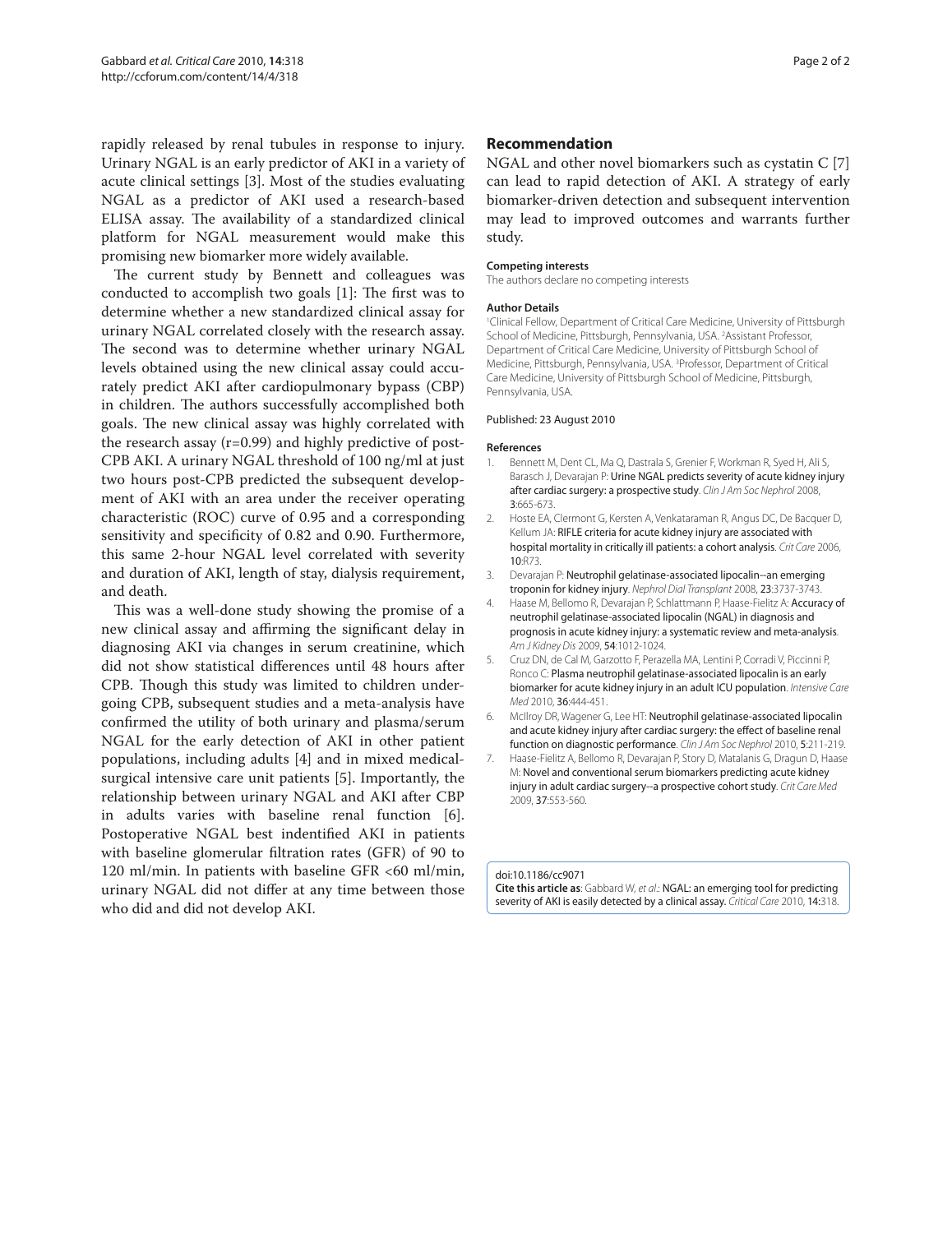rapidly released by renal tubules in response to injury. Urinary NGAL is an early predictor of AKI in a variety of acute clinical settings [3]. Most of the studies evaluating NGAL as a predictor of AKI used a research-based ELISA assay. The availability of a standardized clinical platform for NGAL measurement would make this promising new biomarker more widely available.

The current study by Bennett and colleagues was conducted to accomplish two goals [1]: The first was to determine whether a new standardized clinical assay for urinary NGAL correlated closely with the research assay. The second was to determine whether urinary NGAL levels obtained using the new clinical assay could accurately predict AKI after cardiopulmonary bypass (CBP) in children. The authors successfully accomplished both goals. The new clinical assay was highly correlated with the research assay (r=0.99) and highly predictive of post-CPB AKI. A urinary NGAL threshold of 100 ng/ml at just two hours post-CPB predicted the subsequent development of AKI with an area under the receiver operating characteristic (ROC) curve of 0.95 and a corresponding sensitivity and specificity of 0.82 and 0.90. Furthermore, this same 2-hour NGAL level correlated with severity and duration of AKI, length of stay, dialysis requirement, and death.

This was a well-done study showing the promise of a new clinical assay and affirming the significant delay in diagnosing AKI via changes in serum creatinine, which did not show statistical differences until 48 hours after CPB. Though this study was limited to children undergoing CPB, subsequent studies and a meta-analysis have confirmed the utility of both urinary and plasma/serum NGAL for the early detection of AKI in other patient populations, including adults [4] and in mixed medical-surgical intensive care unit patients [5]. Importantly, the relationship between urinary NGAL and AKI after CBP in adults varies with baseline renal function [6]. Postoperative NGAL best indentified AKI in patients with baseline glomerular filtration rates (GFR) of 90 to 120 ml/min. In patients with baseline GFR <60 ml/min, urinary NGAL did not differ at any time between those who did and did not develop AKI.

## Recommendation

NGAL and other novel biomarkers such as cystatin C [7] can lead to rapid detection of AKI. A strategy of early biomarker-driven detection and subsequent intervention may lead to improved outcomes and warrants further study.

#### Competing interests

The authors declare no competing interests

#### Author Details

[1]Clinical Fellow, Department of Critical Care Medicine, University of Pittsburgh School of Medicine, Pittsburgh, Pennsylvania, USA. [2]Assistant Professor, Department of Critical Care Medicine, University of Pittsburgh School of Medicine, Pittsburgh, Pennsylvania, USA. [3]Professor, Department of Critical Care Medicine, University of Pittsburgh School of Medicine, Pittsburgh, Pennsylvania, USA.

Published: 23 August 2010

#### References

1. Bennett M, Dent CL, Ma Q, Dastrala S, Grenier F, Workman R, Syed H, Ali S, Barasch J, Devarajan P: Urine NGAL predicts severity of acute kidney injury after cardiac surgery: a prospective study. *Clin J Am Soc Nephrol* 2008, **3**:665-673.
2. Hoste EA, Clermont G, Kersten A, Venkataraman R, Angus DC, De Bacquer D, Kellum JA: RIFLE criteria for acute kidney injury are associated with hospital mortality in critically ill patients: a cohort analysis. *Crit Care* 2006, **10**:R73.
3. Devarajan P: Neutrophil gelatinase-associated lipocalin--an emerging troponin for kidney injury. *Nephrol Dial Transplant* 2008, **23**:3737-3743.
4. Haase M, Bellomo R, Devarajan P, Schlattmann P, Haase-Fielitz A: Accuracy of neutrophil gelatinase-associated lipocalin (NGAL) in diagnosis and prognosis in acute kidney injury: a systematic review and meta-analysis. *Am J Kidney Dis* 2009, **54**:1012-1024.
5. Cruz DN, de Cal M, Garzotto F, Perazella MA, Lentini P, Corradi V, Piccinni P, Ronco C: Plasma neutrophil gelatinase-associated lipocalin is an early biomarker for acute kidney injury in an adult ICU population. *Intensive Care Med* 2010, **36**:444-451.
6. McIlroy DR, Wagener G, Lee HT: Neutrophil gelatinase-associated lipocalin and acute kidney injury after cardiac surgery: the effect of baseline renal function on diagnostic performance. *Clin J Am Soc Nephrol* 2010, **5**:211-219.
7. Haase-Fielitz A, Bellomo R, Devarajan P, Story D, Matalanis G, Dragun D, Haase M: Novel and conventional serum biomarkers predicting acute kidney injury in adult cardiac surgery--a prospective cohort study. *Crit Care Med* 2009, **37**:553-560.

doi:10.1186/cc9071

**Cite this article as**: Gabbard W, *et al.*: NGAL: an emerging tool for predicting severity of AKI is easily detected by a clinical assay. *Critical Care* 2010, **14**:318.